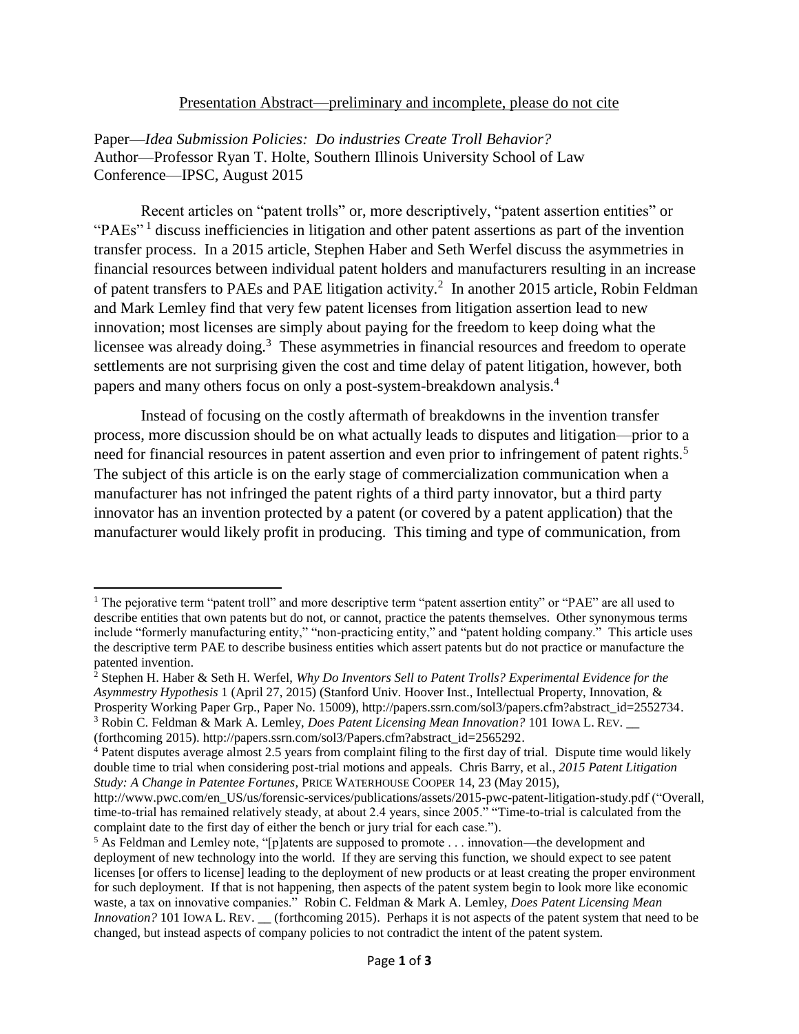Presentation Abstract—preliminary and incomplete, please do not cite

Paper—*Idea Submission Policies: Do industries Create Troll Behavior?*
Author—Professor Ryan T. Holte, Southern Illinois University School of Law
Conference—IPSC, August 2015

Recent articles on "patent trolls" or, more descriptively, "patent assertion entities" or "PAEs"[1] discuss inefficiencies in litigation and other patent assertions as part of the invention transfer process. In a 2015 article, Stephen Haber and Seth Werfel discuss the asymmetries in financial resources between individual patent holders and manufacturers resulting in an increase of patent transfers to PAEs and PAE litigation activity.[2] In another 2015 article, Robin Feldman and Mark Lemley find that very few patent licenses from litigation assertion lead to new innovation; most licenses are simply about paying for the freedom to keep doing what the licensee was already doing.[3] These asymmetries in financial resources and freedom to operate settlements are not surprising given the cost and time delay of patent litigation, however, both papers and many others focus on only a post-system-breakdown analysis.[4]

Instead of focusing on the costly aftermath of breakdowns in the invention transfer process, more discussion should be on what actually leads to disputes and litigation—prior to a need for financial resources in patent assertion and even prior to infringement of patent rights.[5] The subject of this article is on the early stage of commercialization communication when a manufacturer has not infringed the patent rights of a third party innovator, but a third party innovator has an invention protected by a patent (or covered by a patent application) that the manufacturer would likely profit in producing. This timing and type of communication, from

---

[1] The pejorative term "patent troll" and more descriptive term "patent assertion entity" or "PAE" are all used to describe entities that own patents but do not, or cannot, practice the patents themselves. Other synonymous terms include "formerly manufacturing entity," "non-practicing entity," and "patent holding company." This article uses the descriptive term PAE to describe business entities which assert patents but do not practice or manufacture the patented invention.

[2] Stephen H. Haber & Seth H. Werfel, *Why Do Inventors Sell to Patent Trolls? Experimental Evidence for the Asymmestry Hypothesis* 1 (April 27, 2015) (Stanford Univ. Hoover Inst., Intellectual Property, Innovation, & Prosperity Working Paper Grp., Paper No. 15009), http://papers.ssrn.com/sol3/papers.cfm?abstract_id=2552734.

[3] Robin C. Feldman & Mark A. Lemley, *Does Patent Licensing Mean Innovation?* 101 IOWA L. REV. __ (forthcoming 2015). http://papers.ssrn.com/sol3/Papers.cfm?abstract_id=2565292.

[4] Patent disputes average almost 2.5 years from complaint filing to the first day of trial. Dispute time would likely double time to trial when considering post-trial motions and appeals. Chris Barry, et al., *2015 Patent Litigation Study: A Change in Patentee Fortunes*, PRICE WATERHOUSE COOPER 14, 23 (May 2015), http://www.pwc.com/en_US/us/forensic-services/publications/assets/2015-pwc-patent-litigation-study.pdf ("Overall, time-to-trial has remained relatively steady, at about 2.4 years, since 2005." "Time-to-trial is calculated from the complaint date to the first day of either the bench or jury trial for each case.").

[5] As Feldman and Lemley note, "[p]atents are supposed to promote . . . innovation—the development and deployment of new technology into the world. If they are serving this function, we should expect to see patent licenses [or offers to license] leading to the deployment of new products or at least creating the proper environment for such deployment. If that is not happening, then aspects of the patent system begin to look more like economic waste, a tax on innovative companies." Robin C. Feldman & Mark A. Lemley, *Does Patent Licensing Mean Innovation?* 101 IOWA L. REV. __ (forthcoming 2015). Perhaps it is not aspects of the patent system that need to be changed, but instead aspects of company policies to not contradict the intent of the patent system.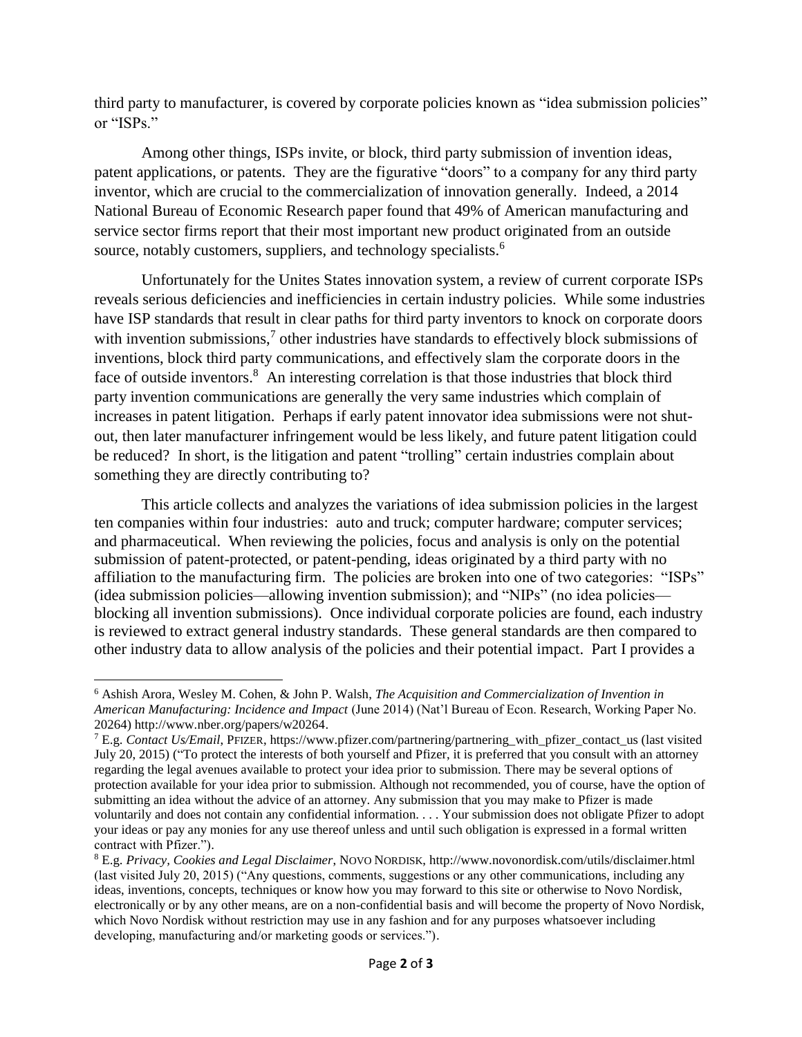third party to manufacturer, is covered by corporate policies known as "idea submission policies" or "ISPs."

Among other things, ISPs invite, or block, third party submission of invention ideas, patent applications, or patents. They are the figurative "doors" to a company for any third party inventor, which are crucial to the commercialization of innovation generally. Indeed, a 2014 National Bureau of Economic Research paper found that 49% of American manufacturing and service sector firms report that their most important new product originated from an outside source, notably customers, suppliers, and technology specialists.[6]

Unfortunately for the Unites States innovation system, a review of current corporate ISPs reveals serious deficiencies and inefficiencies in certain industry policies. While some industries have ISP standards that result in clear paths for third party inventors to knock on corporate doors with invention submissions,[7] other industries have standards to effectively block submissions of inventions, block third party communications, and effectively slam the corporate doors in the face of outside inventors.[8] An interesting correlation is that those industries that block third party invention communications are generally the very same industries which complain of increases in patent litigation. Perhaps if early patent innovator idea submissions were not shut-out, then later manufacturer infringement would be less likely, and future patent litigation could be reduced? In short, is the litigation and patent "trolling" certain industries complain about something they are directly contributing to?

This article collects and analyzes the variations of idea submission policies in the largest ten companies within four industries: auto and truck; computer hardware; computer services; and pharmaceutical. When reviewing the policies, focus and analysis is only on the potential submission of patent-protected, or patent-pending, ideas originated by a third party with no affiliation to the manufacturing firm. The policies are broken into one of two categories: "ISPs" (idea submission policies—allowing invention submission); and "NIPs" (no idea policies—blocking all invention submissions). Once individual corporate policies are found, each industry is reviewed to extract general industry standards. These general standards are then compared to other industry data to allow analysis of the policies and their potential impact. Part I provides a

---

[6] Ashish Arora, Wesley M. Cohen, & John P. Walsh, *The Acquisition and Commercialization of Invention in American Manufacturing: Incidence and Impact* (June 2014) (Nat'l Bureau of Econ. Research, Working Paper No. 20264) http://www.nber.org/papers/w20264.

[7] E.g. *Contact Us/Email*, PFIZER, https://www.pfizer.com/partnering/partnering_with_pfizer_contact_us (last visited July 20, 2015) ("To protect the interests of both yourself and Pfizer, it is preferred that you consult with an attorney regarding the legal avenues available to protect your idea prior to submission. There may be several options of protection available for your idea prior to submission. Although not recommended, you of course, have the option of submitting an idea without the advice of an attorney. Any submission that you may make to Pfizer is made voluntarily and does not contain any confidential information. . . . Your submission does not obligate Pfizer to adopt your ideas or pay any monies for any use thereof unless and until such obligation is expressed in a formal written contract with Pfizer.").

[8] E.g. *Privacy, Cookies and Legal Disclaimer*, NOVO NORDISK, http://www.novonordisk.com/utils/disclaimer.html (last visited July 20, 2015) ("Any questions, comments, suggestions or any other communications, including any ideas, inventions, concepts, techniques or know how you may forward to this site or otherwise to Novo Nordisk, electronically or by any other means, are on a non-confidential basis and will become the property of Novo Nordisk, which Novo Nordisk without restriction may use in any fashion and for any purposes whatsoever including developing, manufacturing and/or marketing goods or services.").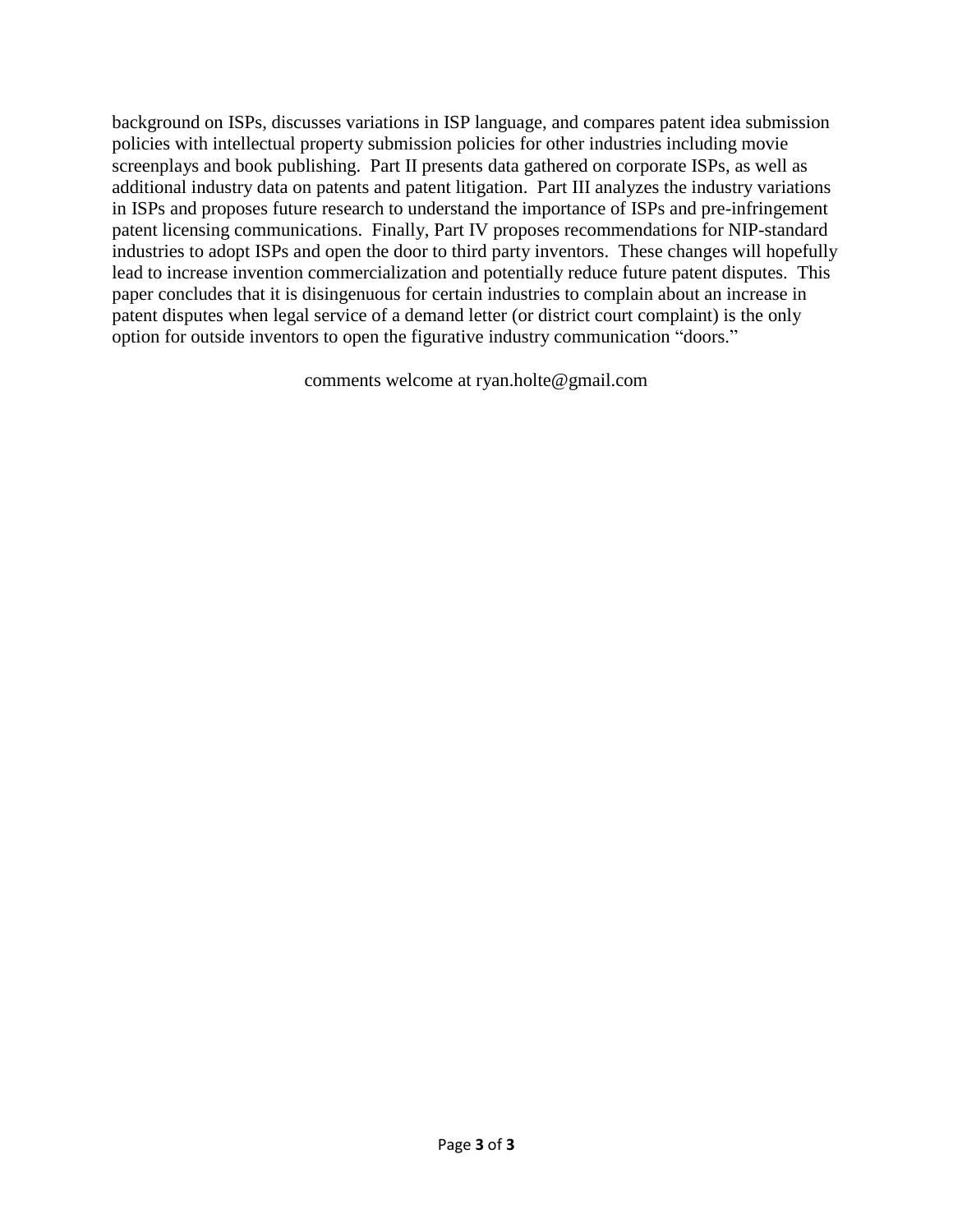background on ISPs, discusses variations in ISP language, and compares patent idea submission policies with intellectual property submission policies for other industries including movie screenplays and book publishing. Part II presents data gathered on corporate ISPs, as well as additional industry data on patents and patent litigation. Part III analyzes the industry variations in ISPs and proposes future research to understand the importance of ISPs and pre-infringement patent licensing communications. Finally, Part IV proposes recommendations for NIP-standard industries to adopt ISPs and open the door to third party inventors. These changes will hopefully lead to increase invention commercialization and potentially reduce future patent disputes. This paper concludes that it is disingenuous for certain industries to complain about an increase in patent disputes when legal service of a demand letter (or district court complaint) is the only option for outside inventors to open the figurative industry communication "doors."

comments welcome at ryan.holte@gmail.com